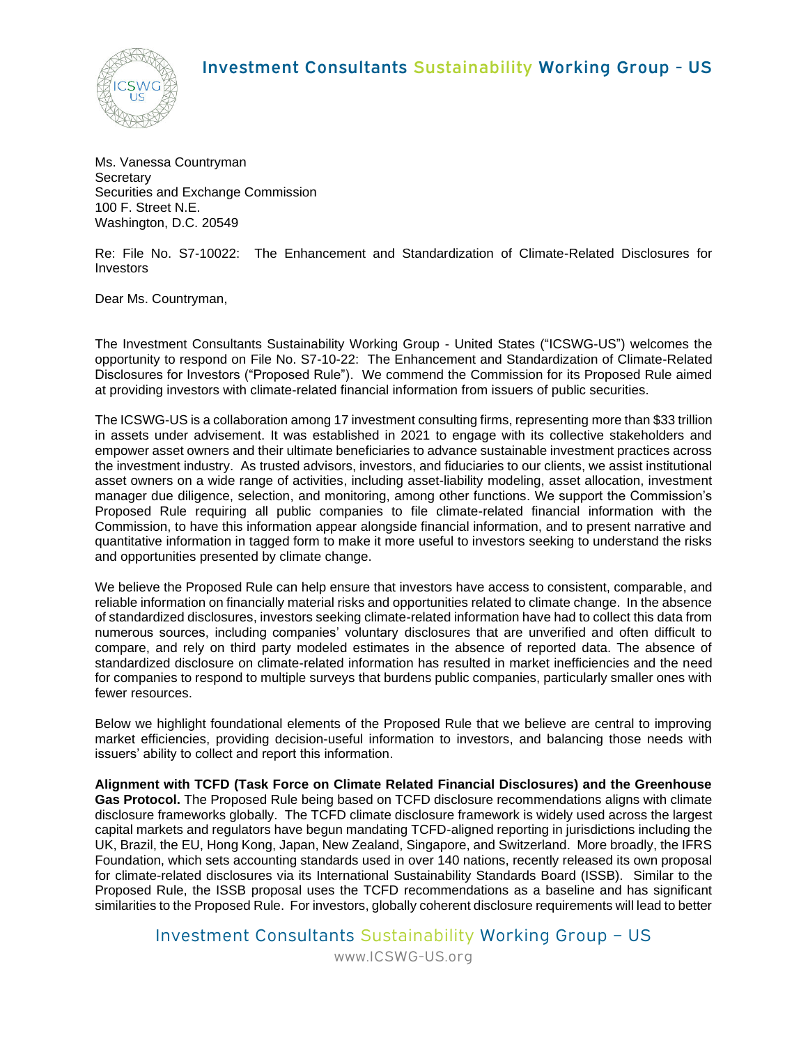# Investment Consultants Sustainability Working Group – US

Ms. Vanessa Countryman
Secretary
Securities and Exchange Commission
100 F. Street N.E.
Washington, D.C. 20549

Re: File No. S7-10022: The Enhancement and Standardization of Climate-Related Disclosures for Investors

Dear Ms. Countryman,

The Investment Consultants Sustainability Working Group - United States ("ICSWG-US") welcomes the opportunity to respond on File No. S7-10-22: The Enhancement and Standardization of Climate-Related Disclosures for Investors ("Proposed Rule"). We commend the Commission for its Proposed Rule aimed at providing investors with climate-related financial information from issuers of public securities.

The ICSWG-US is a collaboration among 17 investment consulting firms, representing more than $33 trillion in assets under advisement. It was established in 2021 to engage with its collective stakeholders and empower asset owners and their ultimate beneficiaries to advance sustainable investment practices across the investment industry. As trusted advisors, investors, and fiduciaries to our clients, we assist institutional asset owners on a wide range of activities, including asset-liability modeling, asset allocation, investment manager due diligence, selection, and monitoring, among other functions. We support the Commission's Proposed Rule requiring all public companies to file climate-related financial information with the Commission, to have this information appear alongside financial information, and to present narrative and quantitative information in tagged form to make it more useful to investors seeking to understand the risks and opportunities presented by climate change.

We believe the Proposed Rule can help ensure that investors have access to consistent, comparable, and reliable information on financially material risks and opportunities related to climate change. In the absence of standardized disclosures, investors seeking climate-related information have had to collect this data from numerous sources, including companies' voluntary disclosures that are unverified and often difficult to compare, and rely on third party modeled estimates in the absence of reported data. The absence of standardized disclosure on climate-related information has resulted in market inefficiencies and the need for companies to respond to multiple surveys that burdens public companies, particularly smaller ones with fewer resources.

Below we highlight foundational elements of the Proposed Rule that we believe are central to improving market efficiencies, providing decision-useful information to investors, and balancing those needs with issuers' ability to collect and report this information.

**Alignment with TCFD (Task Force on Climate Related Financial Disclosures) and the Greenhouse Gas Protocol.** The Proposed Rule being based on TCFD disclosure recommendations aligns with climate disclosure frameworks globally. The TCFD climate disclosure framework is widely used across the largest capital markets and regulators have begun mandating TCFD-aligned reporting in jurisdictions including the UK, Brazil, the EU, Hong Kong, Japan, New Zealand, Singapore, and Switzerland. More broadly, the IFRS Foundation, which sets accounting standards used in over 140 nations, recently released its own proposal for climate-related disclosures via its International Sustainability Standards Board (ISSB). Similar to the Proposed Rule, the ISSB proposal uses the TCFD recommendations as a baseline and has significant similarities to the Proposed Rule. For investors, globally coherent disclosure requirements will lead to better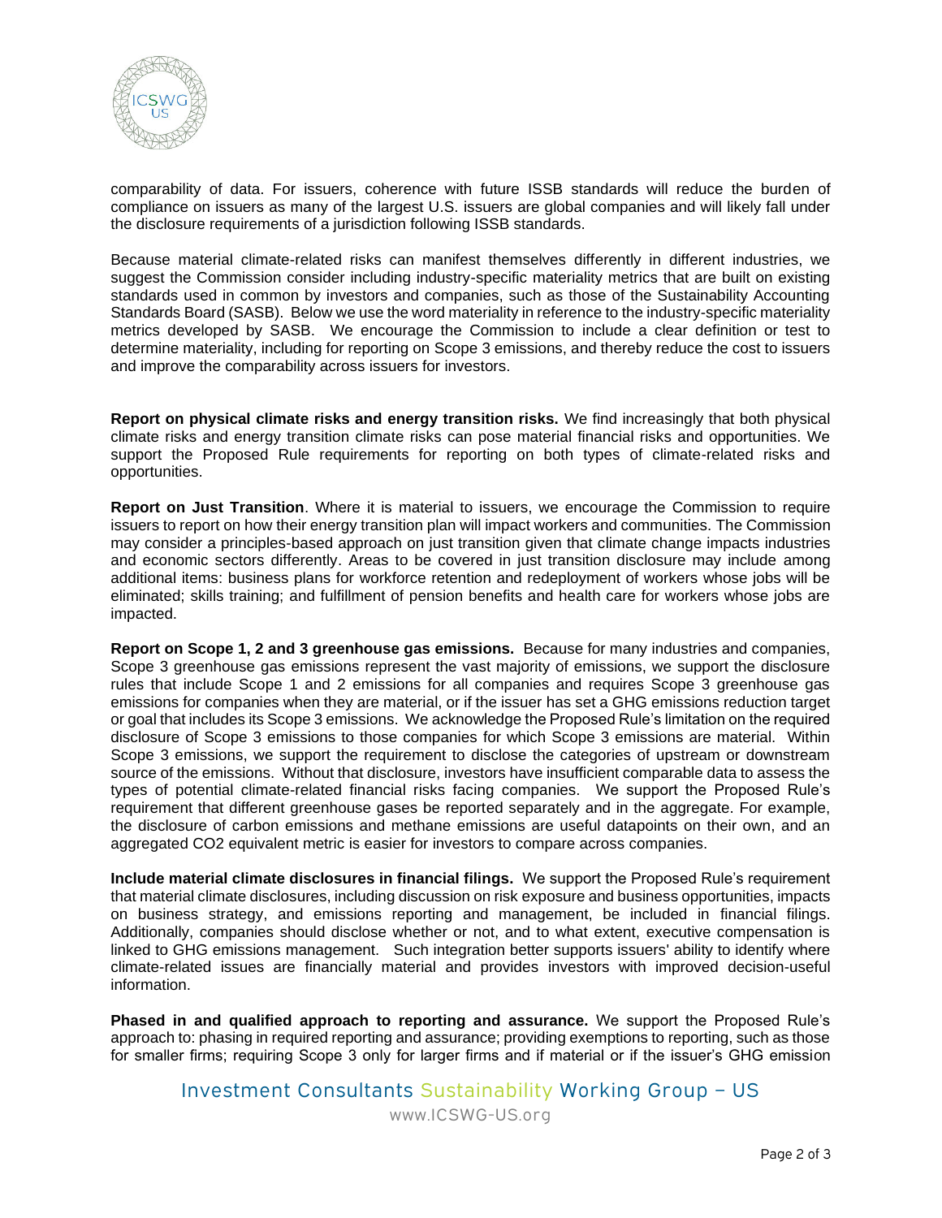comparability of data. For issuers, coherence with future ISSB standards will reduce the burden of compliance on issuers as many of the largest U.S. issuers are global companies and will likely fall under the disclosure requirements of a jurisdiction following ISSB standards.

Because material climate-related risks can manifest themselves differently in different industries, we suggest the Commission consider including industry-specific materiality metrics that are built on existing standards used in common by investors and companies, such as those of the Sustainability Accounting Standards Board (SASB). Below we use the word materiality in reference to the industry-specific materiality metrics developed by SASB. We encourage the Commission to include a clear definition or test to determine materiality, including for reporting on Scope 3 emissions, and thereby reduce the cost to issuers and improve the comparability across issuers for investors.

**Report on physical climate risks and energy transition risks.** We find increasingly that both physical climate risks and energy transition climate risks can pose material financial risks and opportunities. We support the Proposed Rule requirements for reporting on both types of climate-related risks and opportunities.

**Report on Just Transition**. Where it is material to issuers, we encourage the Commission to require issuers to report on how their energy transition plan will impact workers and communities. The Commission may consider a principles-based approach on just transition given that climate change impacts industries and economic sectors differently. Areas to be covered in just transition disclosure may include among additional items: business plans for workforce retention and redeployment of workers whose jobs will be eliminated; skills training; and fulfillment of pension benefits and health care for workers whose jobs are impacted.

**Report on Scope 1, 2 and 3 greenhouse gas emissions.** Because for many industries and companies, Scope 3 greenhouse gas emissions represent the vast majority of emissions, we support the disclosure rules that include Scope 1 and 2 emissions for all companies and requires Scope 3 greenhouse gas emissions for companies when they are material, or if the issuer has set a GHG emissions reduction target or goal that includes its Scope 3 emissions. We acknowledge the Proposed Rule's limitation on the required disclosure of Scope 3 emissions to those companies for which Scope 3 emissions are material. Within Scope 3 emissions, we support the requirement to disclose the categories of upstream or downstream source of the emissions. Without that disclosure, investors have insufficient comparable data to assess the types of potential climate-related financial risks facing companies. We support the Proposed Rule's requirement that different greenhouse gases be reported separately and in the aggregate. For example, the disclosure of carbon emissions and methane emissions are useful datapoints on their own, and an aggregated CO2 equivalent metric is easier for investors to compare across companies.

**Include material climate disclosures in financial filings.** We support the Proposed Rule's requirement that material climate disclosures, including discussion on risk exposure and business opportunities, impacts on business strategy, and emissions reporting and management, be included in financial filings. Additionally, companies should disclose whether or not, and to what extent, executive compensation is linked to GHG emissions management. Such integration better supports issuers' ability to identify where climate-related issues are financially material and provides investors with improved decision-useful information.

**Phased in and qualified approach to reporting and assurance.** We support the Proposed Rule's approach to: phasing in required reporting and assurance; providing exemptions to reporting, such as those for smaller firms; requiring Scope 3 only for larger firms and if material or if the issuer's GHG emission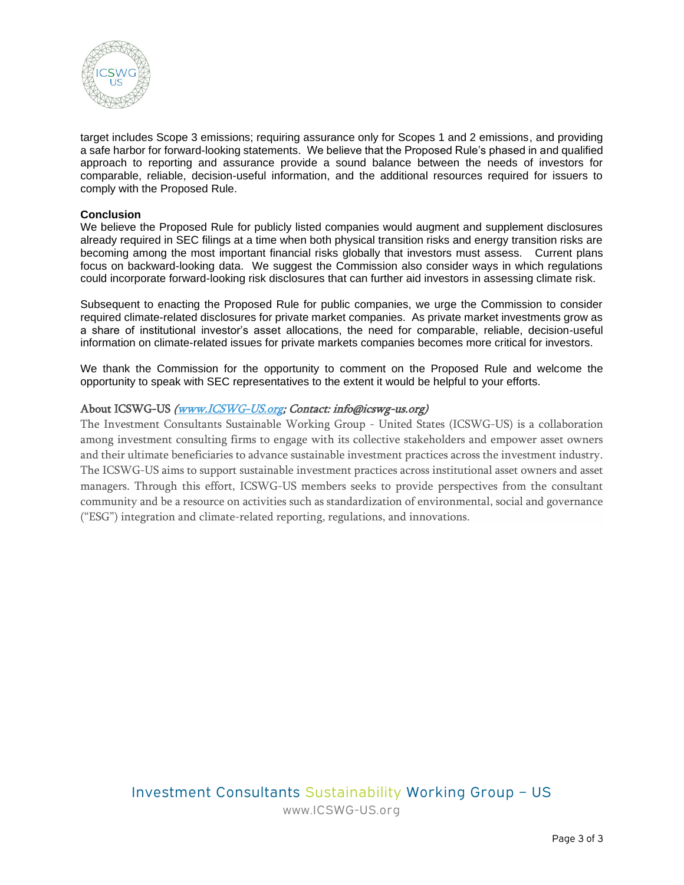target includes Scope 3 emissions; requiring assurance only for Scopes 1 and 2 emissions, and providing a safe harbor for forward-looking statements. We believe that the Proposed Rule's phased in and qualified approach to reporting and assurance provide a sound balance between the needs of investors for comparable, reliable, decision-useful information, and the additional resources required for issuers to comply with the Proposed Rule.

**Conclusion**

We believe the Proposed Rule for publicly listed companies would augment and supplement disclosures already required in SEC filings at a time when both physical transition risks and energy transition risks are becoming among the most important financial risks globally that investors must assess. Current plans focus on backward-looking data. We suggest the Commission also consider ways in which regulations could incorporate forward-looking risk disclosures that can further aid investors in assessing climate risk.

Subsequent to enacting the Proposed Rule for public companies, we urge the Commission to consider required climate-related disclosures for private market companies. As private market investments grow as a share of institutional investor's asset allocations, the need for comparable, reliable, decision-useful information on climate-related issues for private markets companies becomes more critical for investors.

We thank the Commission for the opportunity to comment on the Proposed Rule and welcome the opportunity to speak with SEC representatives to the extent it would be helpful to your efforts.

About ICSWG-US *(www.ICSWG-US.org; Contact: info@icswg-us.org)*

The Investment Consultants Sustainable Working Group - United States (ICSWG-US) is a collaboration among investment consulting firms to engage with its collective stakeholders and empower asset owners and their ultimate beneficiaries to advance sustainable investment practices across the investment industry. The ICSWG-US aims to support sustainable investment practices across institutional asset owners and asset managers. Through this effort, ICSWG-US members seeks to provide perspectives from the consultant community and be a resource on activities such as standardization of environmental, social and governance ("ESG") integration and climate-related reporting, regulations, and innovations.